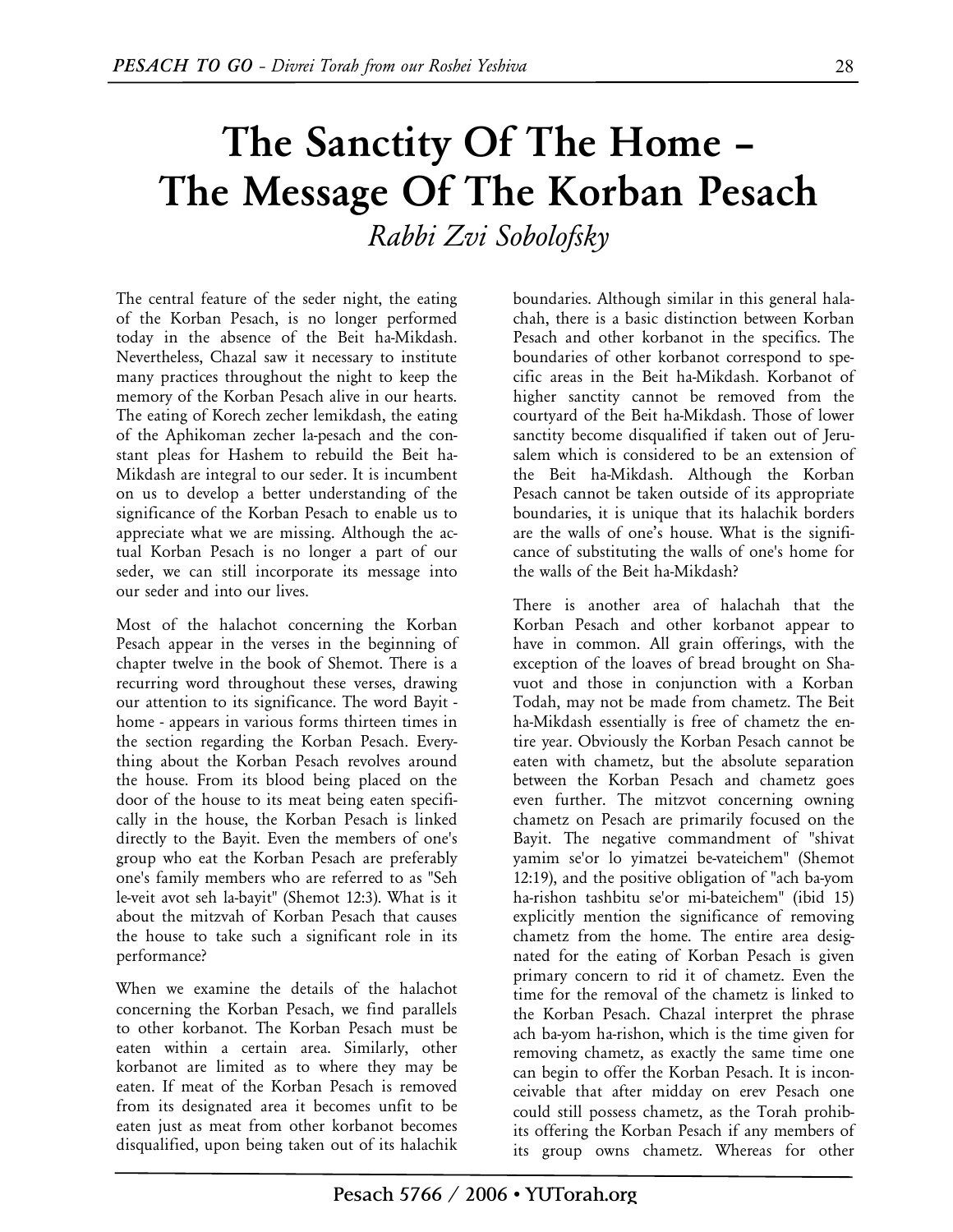# The Sanctity Of The Home – The Message Of The Korban Pesach

*Rabbi Zvi Sobolofsky*

The central feature of the seder night, the eating of the Korban Pesach, is no longer performed today in the absence of the Beit ha-Mikdash. Nevertheless, Chazal saw it necessary to institute many practices throughout the night to keep the memory of the Korban Pesach alive in our hearts. The eating of Korech zecher lemikdash, the eating of the Aphikoman zecher la-pesach and the constant pleas for Hashem to rebuild the Beit ha-Mikdash are integral to our seder. It is incumbent on us to develop a better understanding of the significance of the Korban Pesach to enable us to appreciate what we are missing. Although the actual Korban Pesach is no longer a part of our seder, we can still incorporate its message into our seder and into our lives.

Most of the halachot concerning the Korban Pesach appear in the verses in the beginning of chapter twelve in the book of Shemot. There is a recurring word throughout these verses, drawing our attention to its significance. The word Bayit - home - appears in various forms thirteen times in the section regarding the Korban Pesach. Everything about the Korban Pesach revolves around the house. From its blood being placed on the door of the house to its meat being eaten specifically in the house, the Korban Pesach is linked directly to the Bayit. Even the members of one's group who eat the Korban Pesach are preferably one's family members who are referred to as "Seh le-veit avot seh la-bayit" (Shemot 12:3). What is it about the mitzvah of Korban Pesach that causes the house to take such a significant role in its performance?

When we examine the details of the halachot concerning the Korban Pesach, we find parallels to other korbanot. The Korban Pesach must be eaten within a certain area. Similarly, other korbanot are limited as to where they may be eaten. If meat of the Korban Pesach is removed from its designated area it becomes unfit to be eaten just as meat from other korbanot becomes disqualified, upon being taken out of its halachik boundaries. Although similar in this general halachah, there is a basic distinction between Korban Pesach and other korbanot in the specifics. The boundaries of other korbanot correspond to specific areas in the Beit ha-Mikdash. Korbanot of higher sanctity cannot be removed from the courtyard of the Beit ha-Mikdash. Those of lower sanctity become disqualified if taken out of Jerusalem which is considered to be an extension of the Beit ha-Mikdash. Although the Korban Pesach cannot be taken outside of its appropriate boundaries, it is unique that its halachik borders are the walls of one's house. What is the significance of substituting the walls of one's home for the walls of the Beit ha-Mikdash?

There is another area of halachah that the Korban Pesach and other korbanot appear to have in common. All grain offerings, with the exception of the loaves of bread brought on Shavuot and those in conjunction with a Korban Todah, may not be made from chametz. The Beit ha-Mikdash essentially is free of chametz the entire year. Obviously the Korban Pesach cannot be eaten with chametz, but the absolute separation between the Korban Pesach and chametz goes even further. The mitzvot concerning owning chametz on Pesach are primarily focused on the Bayit. The negative commandment of "shivat yamim se'or lo yimatzei be-vateichem" (Shemot 12:19), and the positive obligation of "ach ba-yom ha-rishon tashbitu se'or mi-bateichem" (ibid 15) explicitly mention the significance of removing chametz from the home. The entire area designated for the eating of Korban Pesach is given primary concern to rid it of chametz. Even the time for the removal of the chametz is linked to the Korban Pesach. Chazal interpret the phrase ach ba-yom ha-rishon, which is the time given for removing chametz, as exactly the same time one can begin to offer the Korban Pesach. It is inconceivable that after midday on erev Pesach one could still possess chametz, as the Torah prohibits offering the Korban Pesach if any members of its group owns chametz. Whereas for other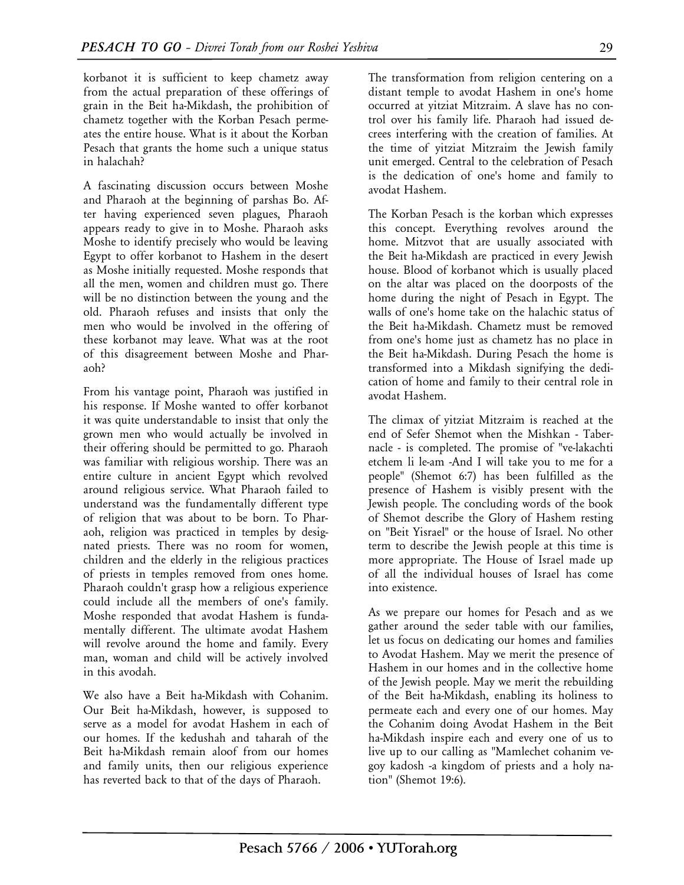korbanot it is sufficient to keep chametz away from the actual preparation of these offerings of grain in the Beit ha-Mikdash, the prohibition of chametz together with the Korban Pesach permeates the entire house. What is it about the Korban Pesach that grants the home such a unique status in halachah?

A fascinating discussion occurs between Moshe and Pharaoh at the beginning of parshas Bo. After having experienced seven plagues, Pharaoh appears ready to give in to Moshe. Pharaoh asks Moshe to identify precisely who would be leaving Egypt to offer korbanot to Hashem in the desert as Moshe initially requested. Moshe responds that all the men, women and children must go. There will be no distinction between the young and the old. Pharaoh refuses and insists that only the men who would be involved in the offering of these korbanot may leave. What was at the root of this disagreement between Moshe and Pharaoh?

From his vantage point, Pharaoh was justified in his response. If Moshe wanted to offer korbanot it was quite understandable to insist that only the grown men who would actually be involved in their offering should be permitted to go. Pharaoh was familiar with religious worship. There was an entire culture in ancient Egypt which revolved around religious service. What Pharaoh failed to understand was the fundamentally different type of religion that was about to be born. To Pharaoh, religion was practiced in temples by designated priests. There was no room for women, children and the elderly in the religious practices of priests in temples removed from ones home. Pharaoh couldn't grasp how a religious experience could include all the members of one's family. Moshe responded that avodat Hashem is fundamentally different. The ultimate avodat Hashem will revolve around the home and family. Every man, woman and child will be actively involved in this avodah.

We also have a Beit ha-Mikdash with Cohanim. Our Beit ha-Mikdash, however, is supposed to serve as a model for avodat Hashem in each of our homes. If the kedushah and taharah of the Beit ha-Mikdash remain aloof from our homes and family units, then our religious experience has reverted back to that of the days of Pharaoh.

The transformation from religion centering on a distant temple to avodat Hashem in one's home occurred at yitziat Mitzraim. A slave has no control over his family life. Pharaoh had issued decrees interfering with the creation of families. At the time of yitziat Mitzraim the Jewish family unit emerged. Central to the celebration of Pesach is the dedication of one's home and family to avodat Hashem.

The Korban Pesach is the korban which expresses this concept. Everything revolves around the home. Mitzvot that are usually associated with the Beit ha-Mikdash are practiced in every Jewish house. Blood of korbanot which is usually placed on the altar was placed on the doorposts of the home during the night of Pesach in Egypt. The walls of one's home take on the halachic status of the Beit ha-Mikdash. Chametz must be removed from one's home just as chametz has no place in the Beit ha-Mikdash. During Pesach the home is transformed into a Mikdash signifying the dedication of home and family to their central role in avodat Hashem.

The climax of yitziat Mitzraim is reached at the end of Sefer Shemot when the Mishkan - Tabernacle - is completed. The promise of "ve-lakachti etchem li le-am -And I will take you to me for a people" (Shemot 6:7) has been fulfilled as the presence of Hashem is visibly present with the Jewish people. The concluding words of the book of Shemot describe the Glory of Hashem resting on "Beit Yisrael" or the house of Israel. No other term to describe the Jewish people at this time is more appropriate. The House of Israel made up of all the individual houses of Israel has come into existence.

As we prepare our homes for Pesach and as we gather around the seder table with our families, let us focus on dedicating our homes and families to Avodat Hashem. May we merit the presence of Hashem in our homes and in the collective home of the Jewish people. May we merit the rebuilding of the Beit ha-Mikdash, enabling its holiness to permeate each and every one of our homes. May the Cohanim doing Avodat Hashem in the Beit ha-Mikdash inspire each and every one of us to live up to our calling as "Mamlechet cohanim vegoy kadosh -a kingdom of priests and a holy nation" (Shemot 19:6).